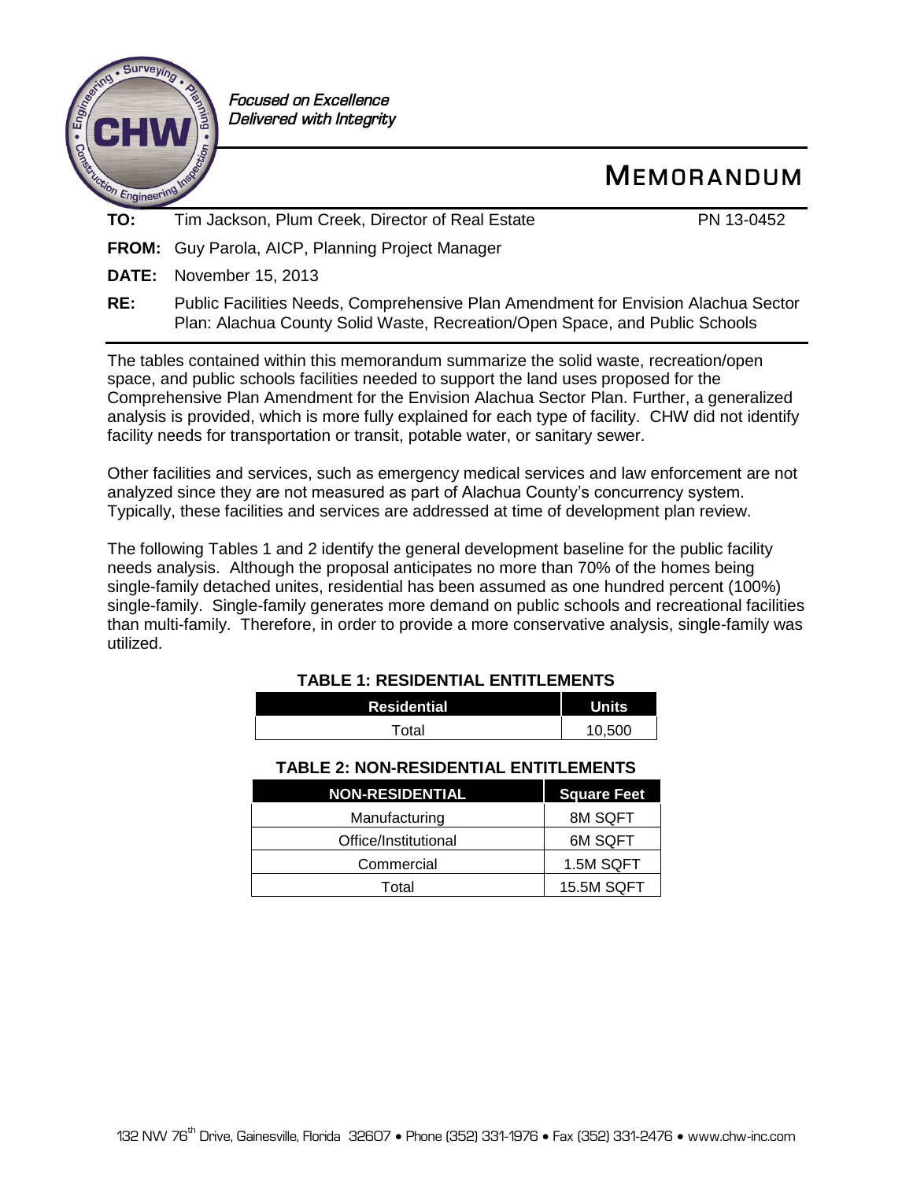*Focused on Excellence*
*Delivered with Integrity*

# MEMORANDUM

**TO:** Tim Jackson, Plum Creek, Director of Real Estate PN 13-0452

**FROM:** Guy Parola, AICP, Planning Project Manager

**DATE:** November 15, 2013

**RE:** Public Facilities Needs, Comprehensive Plan Amendment for Envision Alachua Sector Plan: Alachua County Solid Waste, Recreation/Open Space, and Public Schools

The tables contained within this memorandum summarize the solid waste, recreation/open space, and public schools facilities needed to support the land uses proposed for the Comprehensive Plan Amendment for the Envision Alachua Sector Plan. Further, a generalized analysis is provided, which is more fully explained for each type of facility. CHW did not identify facility needs for transportation or transit, potable water, or sanitary sewer.

Other facilities and services, such as emergency medical services and law enforcement are not analyzed since they are not measured as part of Alachua County's concurrency system. Typically, these facilities and services are addressed at time of development plan review.

The following Tables 1 and 2 identify the general development baseline for the public facility needs analysis. Although the proposal anticipates no more than 70% of the homes being single-family detached unites, residential has been assumed as one hundred percent (100%) single-family. Single-family generates more demand on public schools and recreational facilities than multi-family. Therefore, in order to provide a more conservative analysis, single-family was utilized.

**TABLE 1: RESIDENTIAL ENTITLEMENTS**

| Residential | Units |
|---|---|
| Total | 10,500 |

**TABLE 2: NON-RESIDENTIAL ENTITLEMENTS**

| NON-RESIDENTIAL | Square Feet |
|---|---|
| Manufacturing | 8M SQFT |
| Office/Institutional | 6M SQFT |
| Commercial | 1.5M SQFT |
| Total | 15.5M SQFT |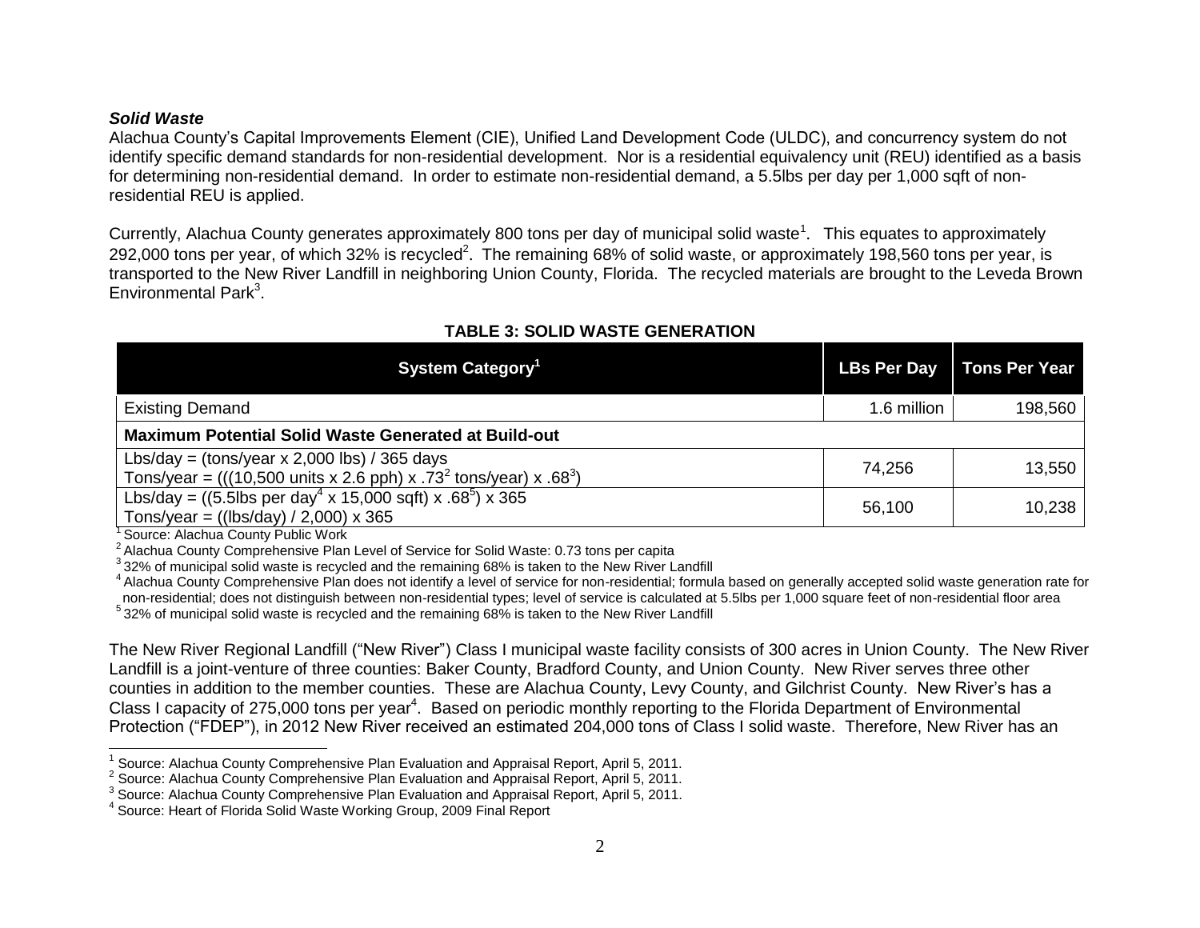***Solid Waste***

Alachua County's Capital Improvements Element (CIE), Unified Land Development Code (ULDC), and concurrency system do not identify specific demand standards for non-residential development. Nor is a residential equivalency unit (REU) identified as a basis for determining non-residential demand. In order to estimate non-residential demand, a 5.5lbs per day per 1,000 sqft of non-residential REU is applied.

Currently, Alachua County generates approximately 800 tons per day of municipal solid waste[1]. This equates to approximately 292,000 tons per year, of which 32% is recycled[2]. The remaining 68% of solid waste, or approximately 198,560 tons per year, is transported to the New River Landfill in neighboring Union County, Florida. The recycled materials are brought to the Leveda Brown Environmental Park[3].

**TABLE 3: SOLID WASTE GENERATION**

| System Category[1] | LBs Per Day | Tons Per Year |
|---|---|---|
| Existing Demand | 1.6 million | 198,560 |
| **Maximum Potential Solid Waste Generated at Build-out** | | |
| Lbs/day = (tons/year x 2,000 lbs) / 365 days<br>Tons/year = (((10,500 units x 2.6 pph) x .73[2] tons/year) x .68[3]) | 74,256 | 13,550 |
| Lbs/day = ((5.5lbs per day[4] x 15,000 sqft) x .68[5]) x 365<br>Tons/year = ((lbs/day) / 2,000) x 365 | 56,100 | 10,238 |

[1] Source: Alachua County Public Work

[2] Alachua County Comprehensive Plan Level of Service for Solid Waste: 0.73 tons per capita

[3] 32% of municipal solid waste is recycled and the remaining 68% is taken to the New River Landfill

[4] Alachua County Comprehensive Plan does not identify a level of service for non-residential; formula based on generally accepted solid waste generation rate for non-residential; does not distinguish between non-residential types; level of service is calculated at 5.5lbs per 1,000 square feet of non-residential floor area

[5] 32% of municipal solid waste is recycled and the remaining 68% is taken to the New River Landfill

The New River Regional Landfill ("New River") Class I municipal waste facility consists of 300 acres in Union County. The New River Landfill is a joint-venture of three counties: Baker County, Bradford County, and Union County. New River serves three other counties in addition to the member counties. These are Alachua County, Levy County, and Gilchrist County. New River's has a Class I capacity of 275,000 tons per year[4]. Based on periodic monthly reporting to the Florida Department of Environmental Protection ("FDEP"), in 2012 New River received an estimated 204,000 tons of Class I solid waste. Therefore, New River has an

[1] Source: Alachua County Comprehensive Plan Evaluation and Appraisal Report, April 5, 2011.

[2] Source: Alachua County Comprehensive Plan Evaluation and Appraisal Report, April 5, 2011.

[3] Source: Alachua County Comprehensive Plan Evaluation and Appraisal Report, April 5, 2011.

[4] Source: Heart of Florida Solid Waste Working Group, 2009 Final Report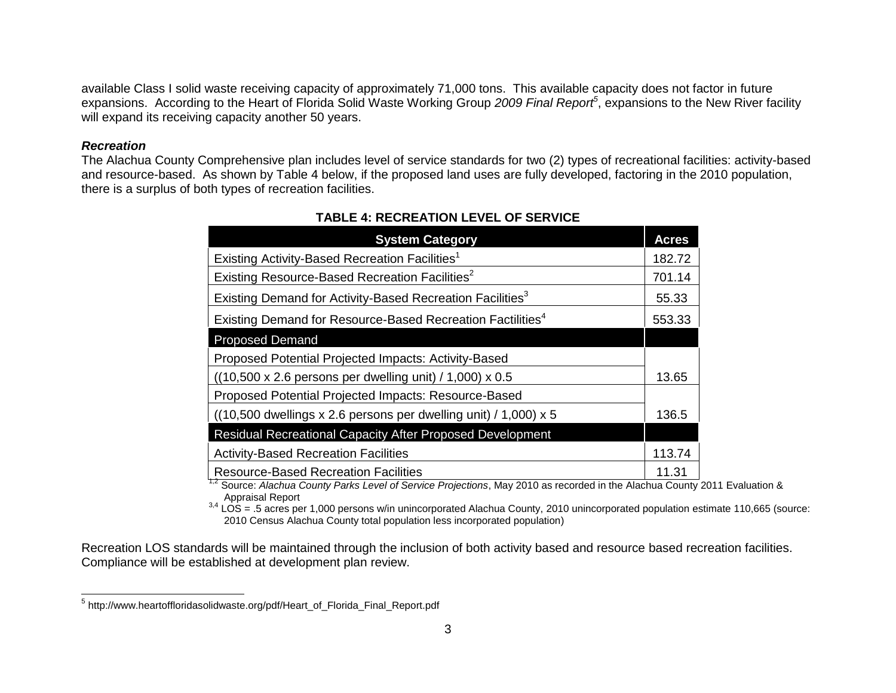available Class I solid waste receiving capacity of approximately 71,000 tons. This available capacity does not factor in future expansions. According to the Heart of Florida Solid Waste Working Group *2009 Final Report*[5], expansions to the New River facility will expand its receiving capacity another 50 years.

***Recreation***

The Alachua County Comprehensive plan includes level of service standards for two (2) types of recreational facilities: activity-based and resource-based. As shown by Table 4 below, if the proposed land uses are fully developed, factoring in the 2010 population, there is a surplus of both types of recreation facilities.

**TABLE 4: RECREATION LEVEL OF SERVICE**

| System Category | Acres |
|---|---|
| Existing Activity-Based Recreation Facilities[1] | 182.72 |
| Existing Resource-Based Recreation Facilities[2] | 701.14 |
| Existing Demand for Activity-Based Recreation Facilities[3] | 55.33 |
| Existing Demand for Resource-Based Recreation Factilities[4] | 553.33 |
| **Proposed Demand** | |
| Proposed Potential Projected Impacts: Activity-Based ((10,500 x 2.6 persons per dwelling unit) / 1,000) x 0.5 | 13.65 |
| Proposed Potential Projected Impacts: Resource-Based ((10,500 dwellings x 2.6 persons per dwelling unit) / 1,000) x 5 | 136.5 |
| **Residual Recreational Capacity After Proposed Development** | |
| Activity-Based Recreation Facilities | 113.74 |
| Resource-Based Recreation Facilities | 11.31 |

[1,2] Source: *Alachua County Parks Level of Service Projections*, May 2010 as recorded in the Alachua County 2011 Evaluation & Appraisal Report

[3,4] LOS = .5 acres per 1,000 persons w/in unincorporated Alachua County, 2010 unincorporated population estimate 110,665 (source: 2010 Census Alachua County total population less incorporated population)

Recreation LOS standards will be maintained through the inclusion of both activity based and resource based recreation facilities. Compliance will be established at development plan review.

---

[5] http://www.heartoffloridasolidwaste.org/pdf/Heart_of_Florida_Final_Report.pdf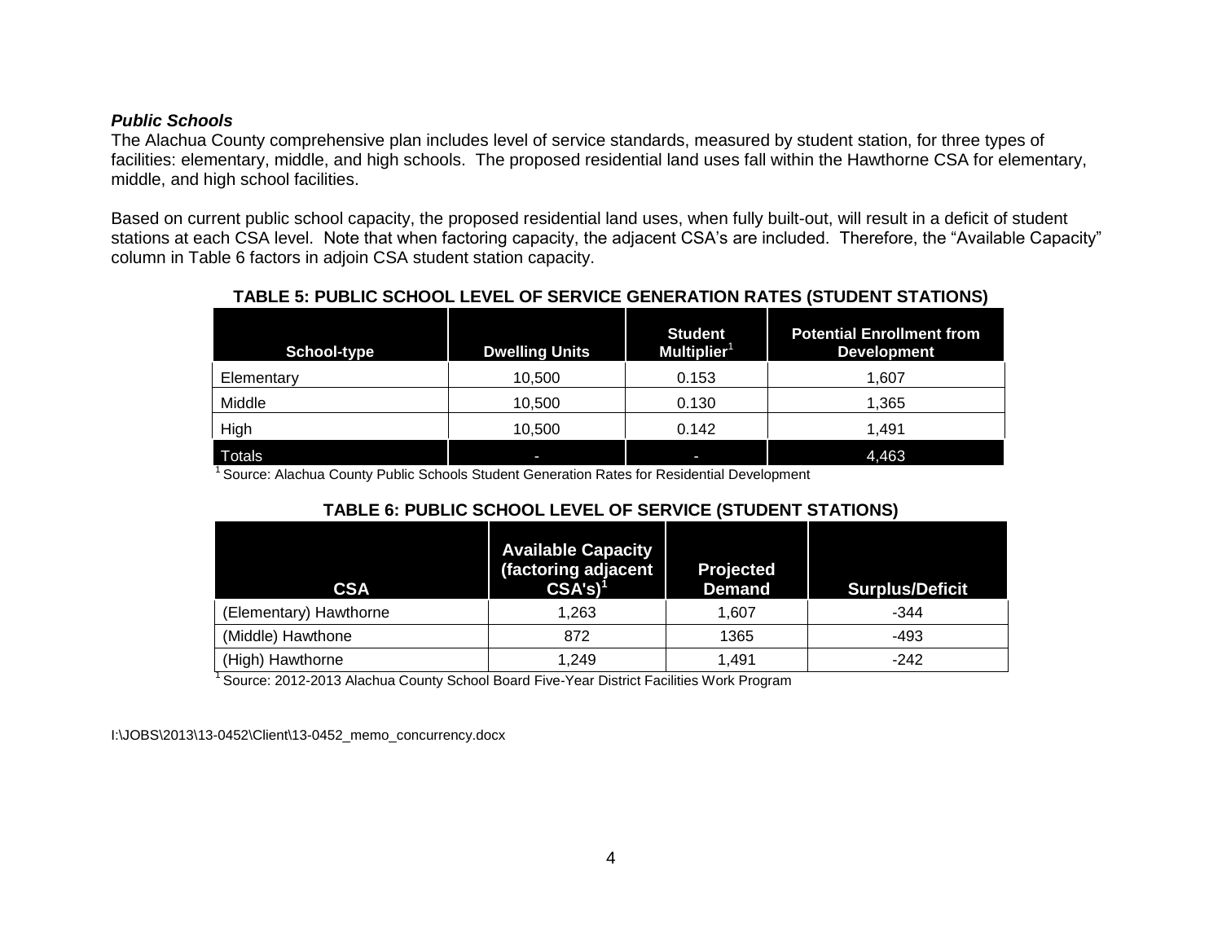***Public Schools***

The Alachua County comprehensive plan includes level of service standards, measured by student station, for three types of facilities: elementary, middle, and high schools. The proposed residential land uses fall within the Hawthorne CSA for elementary, middle, and high school facilities.

Based on current public school capacity, the proposed residential land uses, when fully built-out, will result in a deficit of student stations at each CSA level. Note that when factoring capacity, the adjacent CSA's are included. Therefore, the "Available Capacity" column in Table 6 factors in adjoin CSA student station capacity.

**TABLE 5: PUBLIC SCHOOL LEVEL OF SERVICE GENERATION RATES (STUDENT STATIONS)**

| School-type | Dwelling Units | Student Multiplier[1] | Potential Enrollment from Development |
|---|---|---|---|
| Elementary | 10,500 | 0.153 | 1,607 |
| Middle | 10,500 | 0.130 | 1,365 |
| High | 10,500 | 0.142 | 1,491 |
| Totals | - | - | 4,463 |

[1] Source: Alachua County Public Schools Student Generation Rates for Residential Development

**TABLE 6: PUBLIC SCHOOL LEVEL OF SERVICE (STUDENT STATIONS)**

| CSA | Available Capacity (factoring adjacent CSA's)[1] | Projected Demand | Surplus/Deficit |
|---|---|---|---|
| (Elementary) Hawthorne | 1,263 | 1,607 | -344 |
| (Middle) Hawthone | 872 | 1365 | -493 |
| (High) Hawthorne | 1,249 | 1,491 | -242 |

[1] Source: 2012-2013 Alachua County School Board Five-Year District Facilities Work Program

I:\JOBS\2013\13-0452\Client\13-0452_memo_concurrency.docx